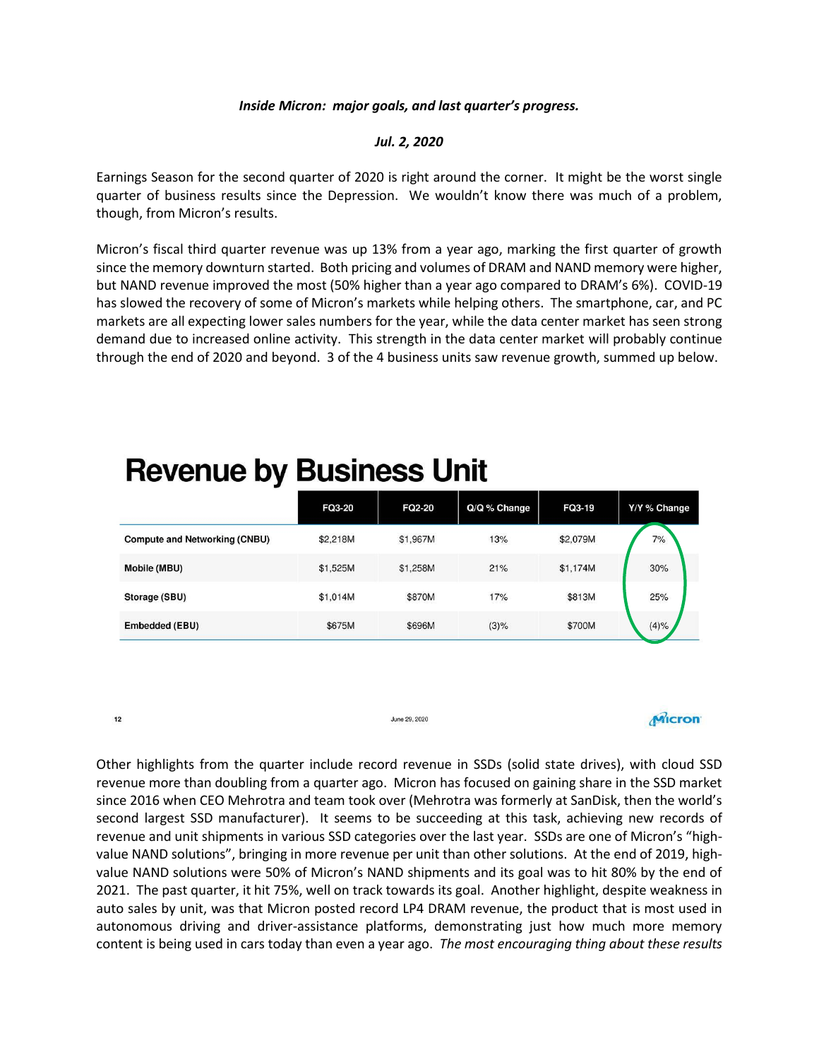***Inside Micron: major goals, and last quarter's progress.***

***Jul. 2, 2020***

Earnings Season for the second quarter of 2020 is right around the corner. It might be the worst single quarter of business results since the Depression. We wouldn't know there was much of a problem, though, from Micron's results.

Micron's fiscal third quarter revenue was up 13% from a year ago, marking the first quarter of growth since the memory downturn started. Both pricing and volumes of DRAM and NAND memory were higher, but NAND revenue improved the most (50% higher than a year ago compared to DRAM's 6%). COVID-19 has slowed the recovery of some of Micron's markets while helping others. The smartphone, car, and PC markets are all expecting lower sales numbers for the year, while the data center market has seen strong demand due to increased online activity. This strength in the data center market will probably continue through the end of 2020 and beyond. 3 of the 4 business units saw revenue growth, summed up below.

## Revenue by Business Unit

| | FQ3-20 | FQ2-20 | Q/Q % Change | FQ3-19 | Y/Y % Change |
|---|---|---|---|---|---|
| Compute and Networking (CNBU) | $2,218M | $1,967M | 13% | $2,079M | 7% |
| Mobile (MBU) | $1,525M | $1,258M | 21% | $1,174M | 30% |
| Storage (SBU) | $1,014M | $870M | 17% | $813M | 25% |
| Embedded (EBU) | $675M | $696M | (3)% | $700M | (4)% |

June 29, 2020

Micron

Other highlights from the quarter include record revenue in SSDs (solid state drives), with cloud SSD revenue more than doubling from a quarter ago. Micron has focused on gaining share in the SSD market since 2016 when CEO Mehrotra and team took over (Mehrotra was formerly at SanDisk, then the world's second largest SSD manufacturer). It seems to be succeeding at this task, achieving new records of revenue and unit shipments in various SSD categories over the last year. SSDs are one of Micron's "high-value NAND solutions", bringing in more revenue per unit than other solutions. At the end of 2019, high-value NAND solutions were 50% of Micron's NAND shipments and its goal was to hit 80% by the end of 2021. The past quarter, it hit 75%, well on track towards its goal. Another highlight, despite weakness in auto sales by unit, was that Micron posted record LP4 DRAM revenue, the product that is most used in autonomous driving and driver-assistance platforms, demonstrating just how much more memory content is being used in cars today than even a year ago. *The most encouraging thing about these results*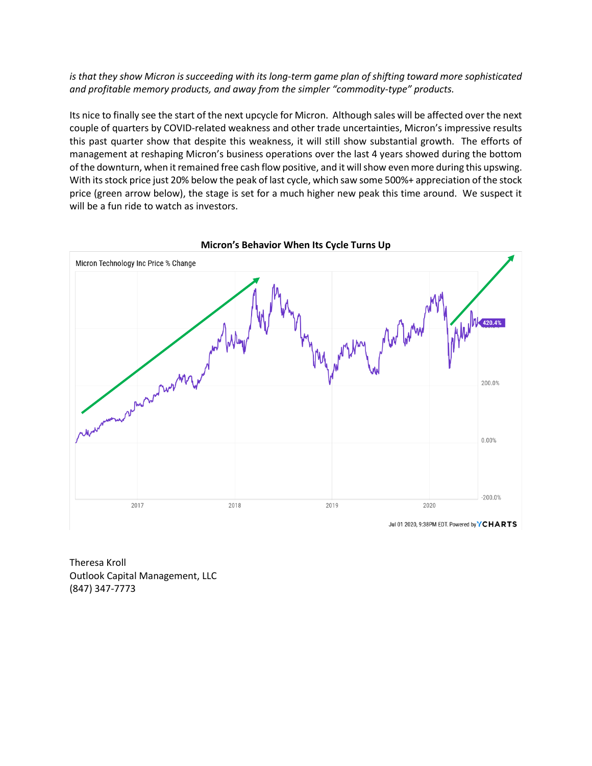*is that they show Micron is succeeding with its long-term game plan of shifting toward more sophisticated and profitable memory products, and away from the simpler "commodity-type" products.*

Its nice to finally see the start of the next upcycle for Micron. Although sales will be affected over the next couple of quarters by COVID-related weakness and other trade uncertainties, Micron's impressive results this past quarter show that despite this weakness, it will still show substantial growth. The efforts of management at reshaping Micron's business operations over the last 4 years showed during the bottom of the downturn, when it remained free cash flow positive, and it will show even more during this upswing. With its stock price just 20% below the peak of last cycle, which saw some 500%+ appreciation of the stock price (green arrow below), the stage is set for a much higher new peak this time around. We suspect it will be a fun ride to watch as investors.

**Micron's Behavior When Its Cycle Turns Up**

Micron Technology Inc Price % Change

420.4%

200.0%

0.00%

-200.0%

2017

2018

2019

2020

Jul 01 2020, 9:38PM EDT. Powered by YCHARTS

Theresa Kroll
Outlook Capital Management, LLC
(847) 347-7773